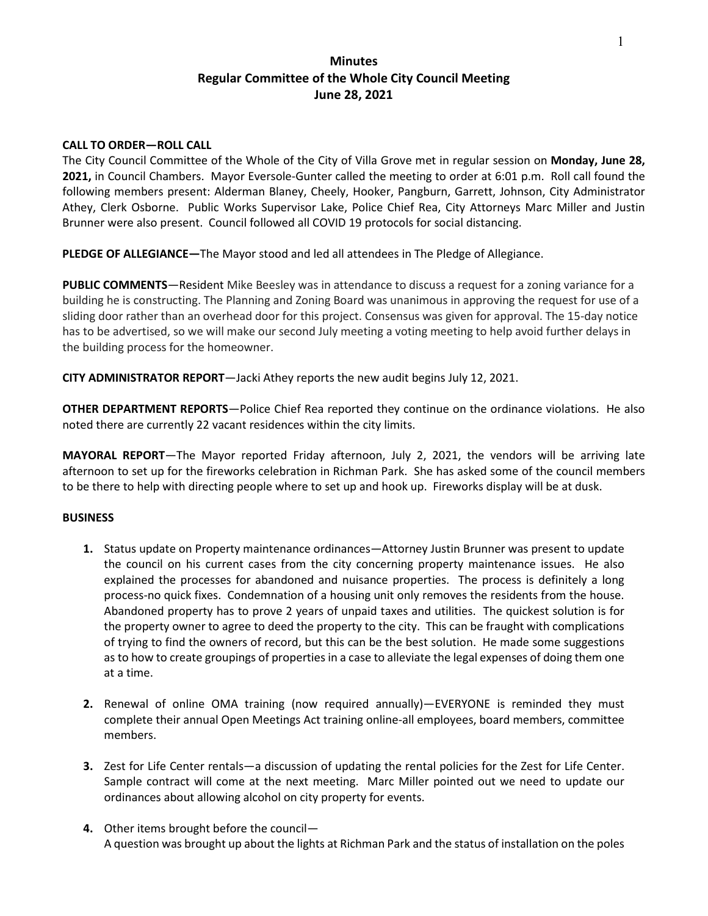# Minutes
## Regular Committee of the Whole City Council Meeting
## June 28, 2021

**CALL TO ORDER—ROLL CALL**

The City Council Committee of the Whole of the City of Villa Grove met in regular session on **Monday, June 28, 2021,** in Council Chambers. Mayor Eversole-Gunter called the meeting to order at 6:01 p.m. Roll call found the following members present: Alderman Blaney, Cheely, Hooker, Pangburn, Garrett, Johnson, City Administrator Athey, Clerk Osborne. Public Works Supervisor Lake, Police Chief Rea, City Attorneys Marc Miller and Justin Brunner were also present. Council followed all COVID 19 protocols for social distancing.

**PLEDGE OF ALLEGIANCE—**The Mayor stood and led all attendees in The Pledge of Allegiance.

**PUBLIC COMMENTS**—Resident Mike Beesley was in attendance to discuss a request for a zoning variance for a building he is constructing. The Planning and Zoning Board was unanimous in approving the request for use of a sliding door rather than an overhead door for this project. Consensus was given for approval. The 15-day notice has to be advertised, so we will make our second July meeting a voting meeting to help avoid further delays in the building process for the homeowner.

**CITY ADMINISTRATOR REPORT**—Jacki Athey reports the new audit begins July 12, 2021.

**OTHER DEPARTMENT REPORTS**—Police Chief Rea reported they continue on the ordinance violations. He also noted there are currently 22 vacant residences within the city limits.

**MAYORAL REPORT**—The Mayor reported Friday afternoon, July 2, 2021, the vendors will be arriving late afternoon to set up for the fireworks celebration in Richman Park. She has asked some of the council members to be there to help with directing people where to set up and hook up. Fireworks display will be at dusk.

**BUSINESS**

1. Status update on Property maintenance ordinances—Attorney Justin Brunner was present to update the council on his current cases from the city concerning property maintenance issues. He also explained the processes for abandoned and nuisance properties. The process is definitely a long process-no quick fixes. Condemnation of a housing unit only removes the residents from the house. Abandoned property has to prove 2 years of unpaid taxes and utilities. The quickest solution is for the property owner to agree to deed the property to the city. This can be fraught with complications of trying to find the owners of record, but this can be the best solution. He made some suggestions as to how to create groupings of properties in a case to alleviate the legal expenses of doing them one at a time.

2. Renewal of online OMA training (now required annually)—EVERYONE is reminded they must complete their annual Open Meetings Act training online-all employees, board members, committee members.

3. Zest for Life Center rentals—a discussion of updating the rental policies for the Zest for Life Center. Sample contract will come at the next meeting. Marc Miller pointed out we need to update our ordinances about allowing alcohol on city property for events.

4. Other items brought before the council—
A question was brought up about the lights at Richman Park and the status of installation on the poles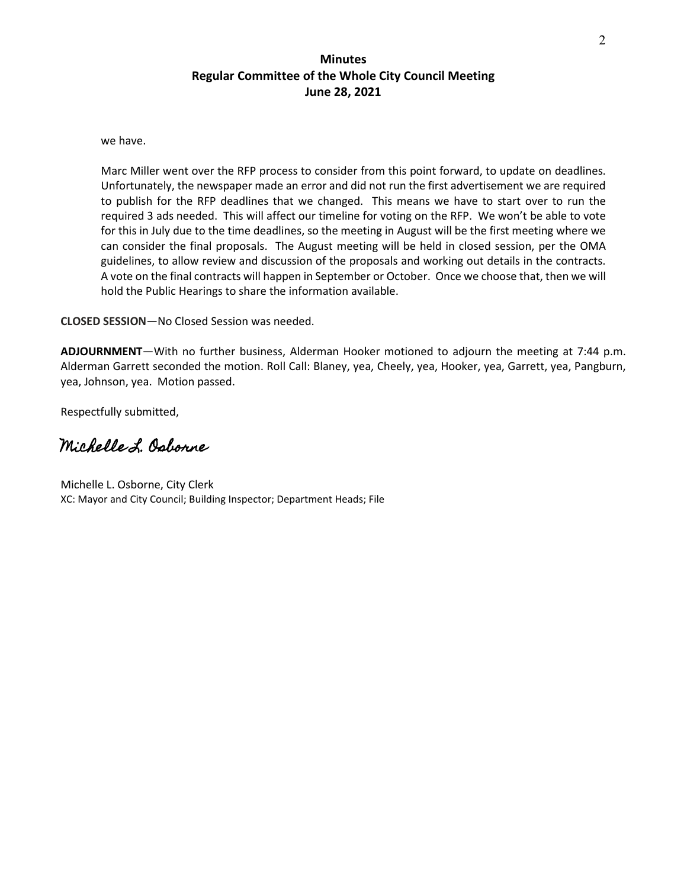# Minutes
## Regular Committee of the Whole City Council Meeting
## June 28, 2021

we have.

Marc Miller went over the RFP process to consider from this point forward, to update on deadlines. Unfortunately, the newspaper made an error and did not run the first advertisement we are required to publish for the RFP deadlines that we changed. This means we have to start over to run the required 3 ads needed. This will affect our timeline for voting on the RFP. We won't be able to vote for this in July due to the time deadlines, so the meeting in August will be the first meeting where we can consider the final proposals. The August meeting will be held in closed session, per the OMA guidelines, to allow review and discussion of the proposals and working out details in the contracts. A vote on the final contracts will happen in September or October. Once we choose that, then we will hold the Public Hearings to share the information available.

**CLOSED SESSION**—No Closed Session was needed.

**ADJOURNMENT**—With no further business, Alderman Hooker motioned to adjourn the meeting at 7:44 p.m. Alderman Garrett seconded the motion. Roll Call: Blaney, yea, Cheely, yea, Hooker, yea, Garrett, yea, Pangburn, yea, Johnson, yea. Motion passed.

Respectfully submitted,

*Michelle L. Osborne*

Michelle L. Osborne, City Clerk
XC: Mayor and City Council; Building Inspector; Department Heads; File